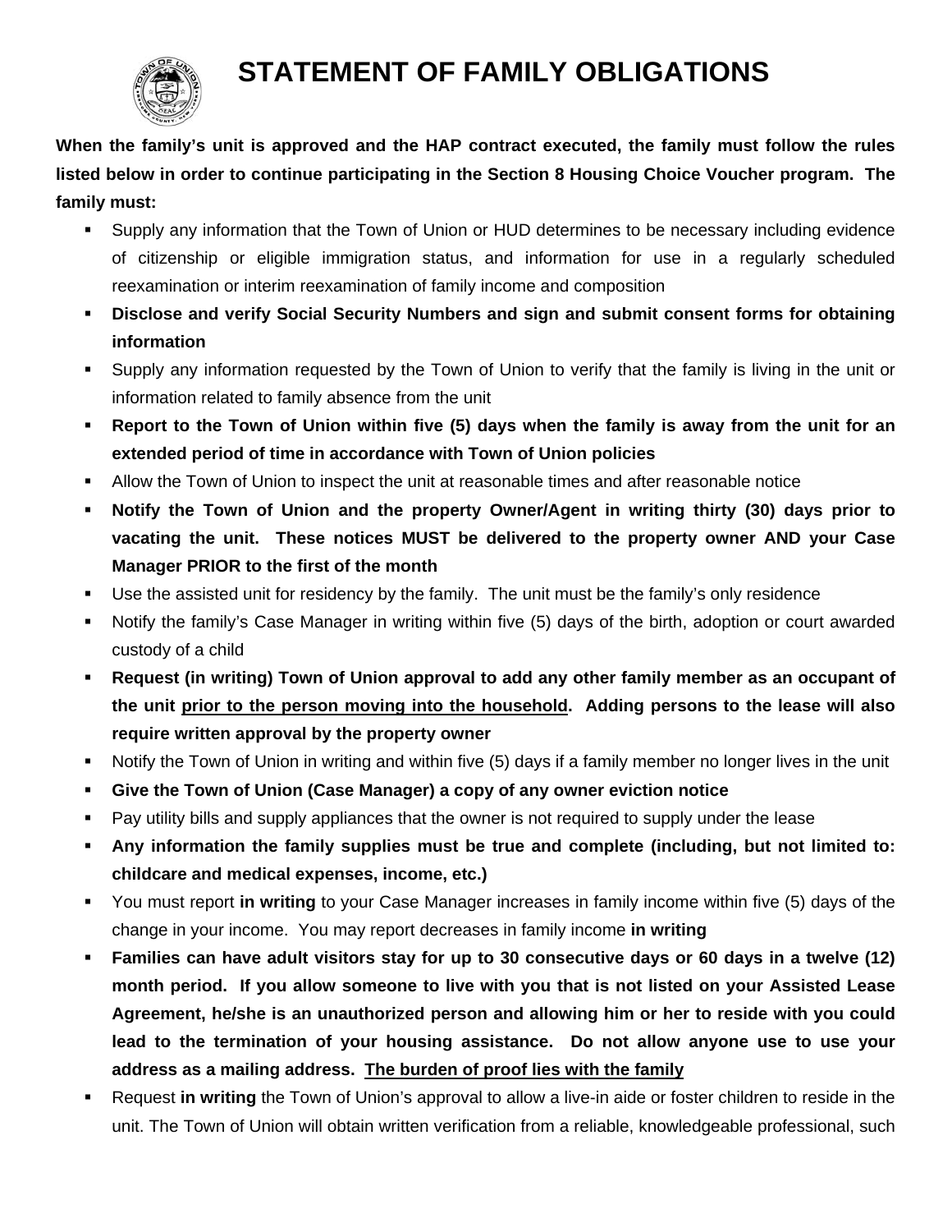# STATEMENT OF FAMILY OBLIGATIONS

**When the family's unit is approved and the HAP contract executed, the family must follow the rules listed below in order to continue participating in the Section 8 Housing Choice Voucher program. The family must:**

- Supply any information that the Town of Union or HUD determines to be necessary including evidence of citizenship or eligible immigration status, and information for use in a regularly scheduled reexamination or interim reexamination of family income and composition
- **Disclose and verify Social Security Numbers and sign and submit consent forms for obtaining information**
- Supply any information requested by the Town of Union to verify that the family is living in the unit or information related to family absence from the unit
- **Report to the Town of Union within five (5) days when the family is away from the unit for an extended period of time in accordance with Town of Union policies**
- Allow the Town of Union to inspect the unit at reasonable times and after reasonable notice
- **Notify the Town of Union and the property Owner/Agent in writing thirty (30) days prior to vacating the unit. These notices MUST be delivered to the property owner AND your Case Manager PRIOR to the first of the month**
- Use the assisted unit for residency by the family. The unit must be the family's only residence
- Notify the family's Case Manager in writing within five (5) days of the birth, adoption or court awarded custody of a child
- **Request (in writing) Town of Union approval to add any other family member as an occupant of the unit <u>prior to the person moving into the household</u>. Adding persons to the lease will also require written approval by the property owner**
- Notify the Town of Union in writing and within five (5) days if a family member no longer lives in the unit
- **Give the Town of Union (Case Manager) a copy of any owner eviction notice**
- Pay utility bills and supply appliances that the owner is not required to supply under the lease
- **Any information the family supplies must be true and complete (including, but not limited to: childcare and medical expenses, income, etc.)**
- You must report **in writing** to your Case Manager increases in family income within five (5) days of the change in your income. You may report decreases in family income **in writing**
- **Families can have adult visitors stay for up to 30 consecutive days or 60 days in a twelve (12) month period. If you allow someone to live with you that is not listed on your Assisted Lease Agreement, he/she is an unauthorized person and allowing him or her to reside with you could lead to the termination of your housing assistance. Do not allow anyone use to use your address as a mailing address. <u>The burden of proof lies with the family</u>**
- Request **in writing** the Town of Union's approval to allow a live-in aide or foster children to reside in the unit. The Town of Union will obtain written verification from a reliable, knowledgeable professional, such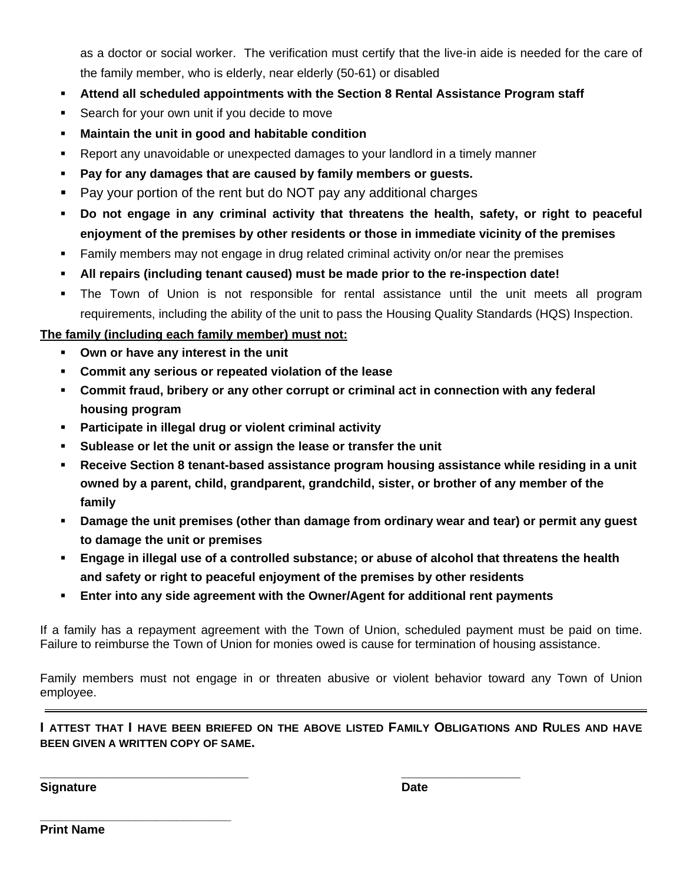as a doctor or social worker. The verification must certify that the live-in aide is needed for the care of the family member, who is elderly, near elderly (50-61) or disabled

- **Attend all scheduled appointments with the Section 8 Rental Assistance Program staff**
- Search for your own unit if you decide to move
- **Maintain the unit in good and habitable condition**
- Report any unavoidable or unexpected damages to your landlord in a timely manner
- **Pay for any damages that are caused by family members or guests.**
- Pay your portion of the rent but do NOT pay any additional charges
- **Do not engage in any criminal activity that threatens the health, safety, or right to peaceful enjoyment of the premises by other residents or those in immediate vicinity of the premises**
- Family members may not engage in drug related criminal activity on/or near the premises
- **All repairs (including tenant caused) must be made prior to the re-inspection date!**
- The Town of Union is not responsible for rental assistance until the unit meets all program requirements, including the ability of the unit to pass the Housing Quality Standards (HQS) Inspection.

**The family (including each family member) must not:**

- **Own or have any interest in the unit**
- **Commit any serious or repeated violation of the lease**
- **Commit fraud, bribery or any other corrupt or criminal act in connection with any federal housing program**
- **Participate in illegal drug or violent criminal activity**
- **Sublease or let the unit or assign the lease or transfer the unit**
- **Receive Section 8 tenant-based assistance program housing assistance while residing in a unit owned by a parent, child, grandparent, grandchild, sister, or brother of any member of the family**
- **Damage the unit premises (other than damage from ordinary wear and tear) or permit any guest to damage the unit or premises**
- **Engage in illegal use of a controlled substance; or abuse of alcohol that threatens the health and safety or right to peaceful enjoyment of the premises by other residents**
- **Enter into any side agreement with the Owner/Agent for additional rent payments**

If a family has a repayment agreement with the Town of Union, scheduled payment must be paid on time. Failure to reimburse the Town of Union for monies owed is cause for termination of housing assistance.

Family members must not engage in or threaten abusive or violent behavior toward any Town of Union employee.

---

**I ATTEST THAT I HAVE BEEN BRIEFED ON THE ABOVE LISTED FAMILY OBLIGATIONS AND RULES AND HAVE BEEN GIVEN A WRITTEN COPY OF SAME.**

\_\_\_\_\_\_\_\_\_\_\_\_\_\_\_\_\_\_\_\_\_\_\_\_\_\_\_\_\_\_\_\_ \_\_\_\_\_\_\_\_\_\_\_\_\_\_\_\_\_\_

**Signature** **Date**

\_\_\_\_\_\_\_\_\_\_\_\_\_\_\_\_\_\_\_\_\_\_\_\_\_\_\_\_\_\_

**Print Name**